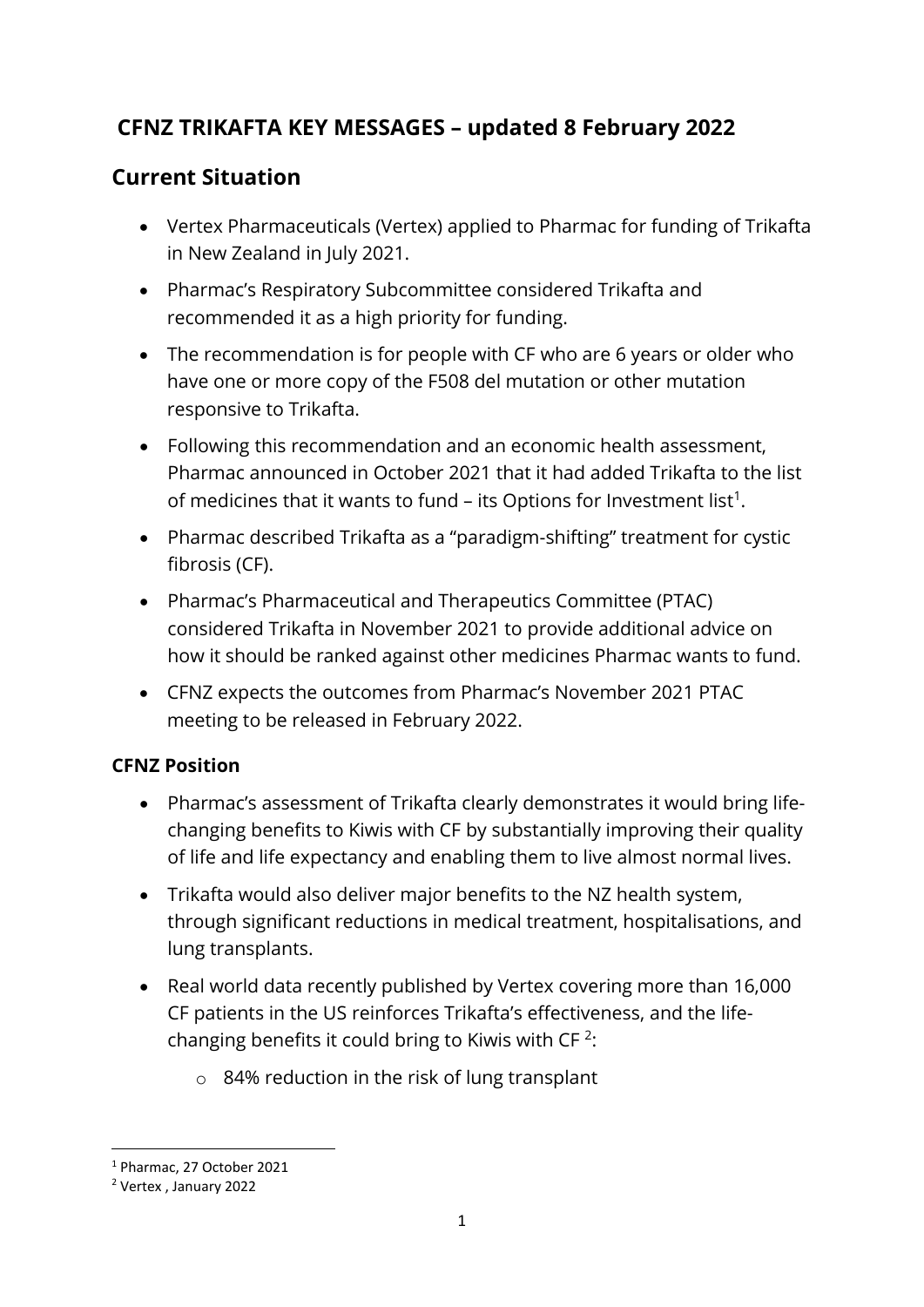# CFNZ TRIKAFTA KEY MESSAGES – updated 8 February 2022

## Current Situation

- Vertex Pharmaceuticals (Vertex) applied to Pharmac for funding of Trikafta in New Zealand in July 2021.
- Pharmac's Respiratory Subcommittee considered Trikafta and recommended it as a high priority for funding.
- The recommendation is for people with CF who are 6 years or older who have one or more copy of the F508 del mutation or other mutation responsive to Trikafta.
- Following this recommendation and an economic health assessment, Pharmac announced in October 2021 that it had added Trikafta to the list of medicines that it wants to fund – its Options for Investment list[1].
- Pharmac described Trikafta as a "paradigm-shifting" treatment for cystic fibrosis (CF).
- Pharmac's Pharmaceutical and Therapeutics Committee (PTAC) considered Trikafta in November 2021 to provide additional advice on how it should be ranked against other medicines Pharmac wants to fund.
- CFNZ expects the outcomes from Pharmac's November 2021 PTAC meeting to be released in February 2022.

### CFNZ Position

- Pharmac's assessment of Trikafta clearly demonstrates it would bring life-changing benefits to Kiwis with CF by substantially improving their quality of life and life expectancy and enabling them to live almost normal lives.
- Trikafta would also deliver major benefits to the NZ health system, through significant reductions in medical treatment, hospitalisations, and lung transplants.
- Real world data recently published by Vertex covering more than 16,000 CF patients in the US reinforces Trikafta's effectiveness, and the life-changing benefits it could bring to Kiwis with CF [2]:
  - 84% reduction in the risk of lung transplant

[1] Pharmac, 27 October 2021

[2] Vertex , January 2022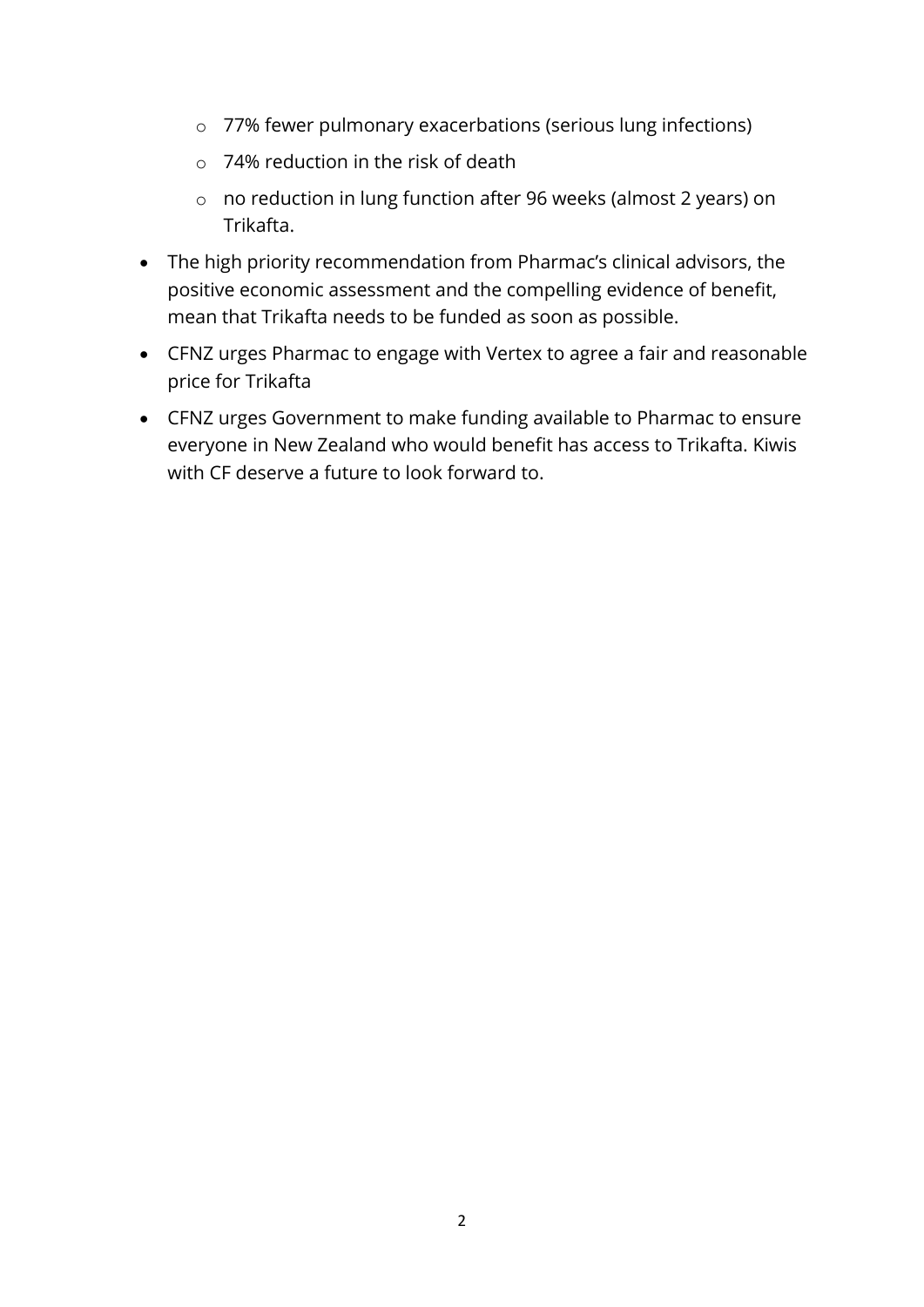- 77% fewer pulmonary exacerbations (serious lung infections)
    - 74% reduction in the risk of death
    - no reduction in lung function after 96 weeks (almost 2 years) on Trikafta.
- The high priority recommendation from Pharmac's clinical advisors, the positive economic assessment and the compelling evidence of benefit, mean that Trikafta needs to be funded as soon as possible.
- CFNZ urges Pharmac to engage with Vertex to agree a fair and reasonable price for Trikafta
- CFNZ urges Government to make funding available to Pharmac to ensure everyone in New Zealand who would benefit has access to Trikafta. Kiwis with CF deserve a future to look forward to.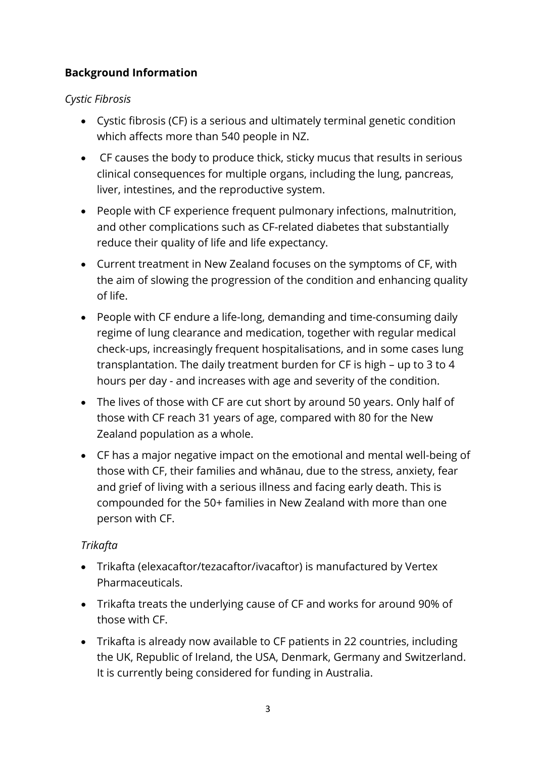**Background Information**

*Cystic Fibrosis*

- Cystic fibrosis (CF) is a serious and ultimately terminal genetic condition which affects more than 540 people in NZ.
- CF causes the body to produce thick, sticky mucus that results in serious clinical consequences for multiple organs, including the lung, pancreas, liver, intestines, and the reproductive system.
- People with CF experience frequent pulmonary infections, malnutrition, and other complications such as CF-related diabetes that substantially reduce their quality of life and life expectancy.
- Current treatment in New Zealand focuses on the symptoms of CF, with the aim of slowing the progression of the condition and enhancing quality of life.
- People with CF endure a life-long, demanding and time-consuming daily regime of lung clearance and medication, together with regular medical check-ups, increasingly frequent hospitalisations, and in some cases lung transplantation. The daily treatment burden for CF is high – up to 3 to 4 hours per day - and increases with age and severity of the condition.
- The lives of those with CF are cut short by around 50 years. Only half of those with CF reach 31 years of age, compared with 80 for the New Zealand population as a whole.
- CF has a major negative impact on the emotional and mental well-being of those with CF, their families and whānau, due to the stress, anxiety, fear and grief of living with a serious illness and facing early death. This is compounded for the 50+ families in New Zealand with more than one person with CF.

*Trikafta*

- Trikafta (elexacaftor/tezacaftor/ivacaftor) is manufactured by Vertex Pharmaceuticals.
- Trikafta treats the underlying cause of CF and works for around 90% of those with CF.
- Trikafta is already now available to CF patients in 22 countries, including the UK, Republic of Ireland, the USA, Denmark, Germany and Switzerland. It is currently being considered for funding in Australia.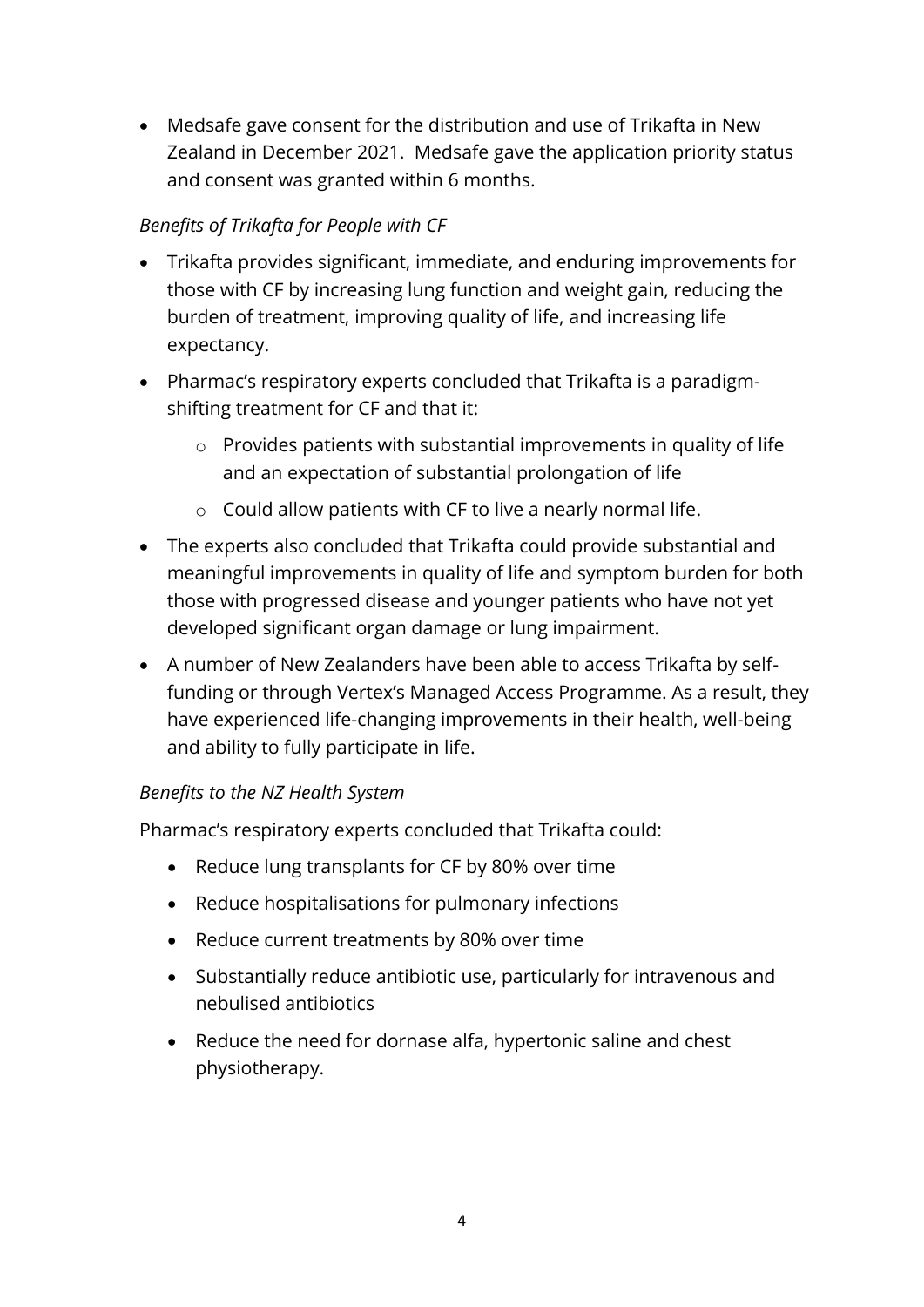- Medsafe gave consent for the distribution and use of Trikafta in New Zealand in December 2021. Medsafe gave the application priority status and consent was granted within 6 months.

*Benefits of Trikafta for People with CF*

- Trikafta provides significant, immediate, and enduring improvements for those with CF by increasing lung function and weight gain, reducing the burden of treatment, improving quality of life, and increasing life expectancy.
- Pharmac's respiratory experts concluded that Trikafta is a paradigm-shifting treatment for CF and that it:
    - Provides patients with substantial improvements in quality of life and an expectation of substantial prolongation of life
    - Could allow patients with CF to live a nearly normal life.
- The experts also concluded that Trikafta could provide substantial and meaningful improvements in quality of life and symptom burden for both those with progressed disease and younger patients who have not yet developed significant organ damage or lung impairment.
- A number of New Zealanders have been able to access Trikafta by self-funding or through Vertex's Managed Access Programme. As a result, they have experienced life-changing improvements in their health, well-being and ability to fully participate in life.

*Benefits to the NZ Health System*

Pharmac's respiratory experts concluded that Trikafta could:

- Reduce lung transplants for CF by 80% over time
- Reduce hospitalisations for pulmonary infections
- Reduce current treatments by 80% over time
- Substantially reduce antibiotic use, particularly for intravenous and nebulised antibiotics
- Reduce the need for dornase alfa, hypertonic saline and chest physiotherapy.